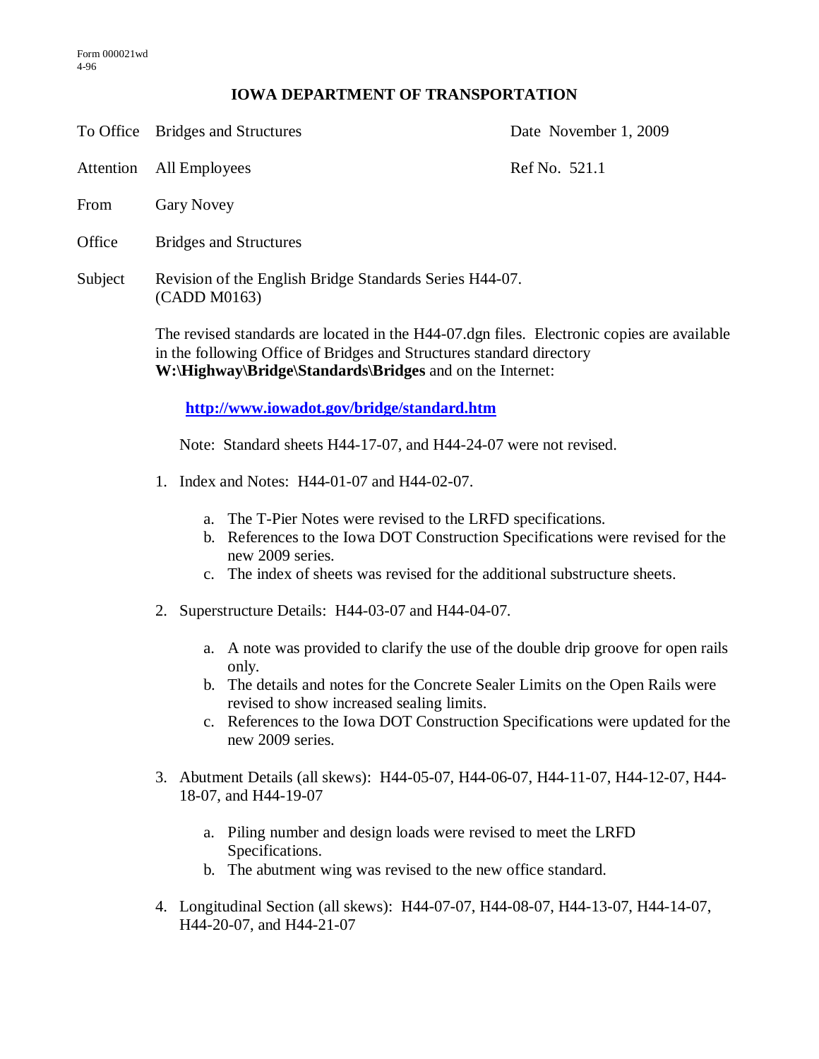Form 000021wd
4-96

# IOWA DEPARTMENT OF TRANSPORTATION

To Office: Bridges and Structures — Date: November 1, 2009

Attention: All Employees — Ref No. 521.1

From: Gary Novey

Office: Bridges and Structures

Subject: Revision of the English Bridge Standards Series H44-07. (CADD M0163)

The revised standards are located in the H44-07.dgn files. Electronic copies are available in the following Office of Bridges and Structures standard directory **W:\Highway\Bridge\Standards\Bridges** and on the Internet:

**http://www.iowadot.gov/bridge/standard.htm**

Note: Standard sheets H44-17-07, and H44-24-07 were not revised.

1. Index and Notes: H44-01-07 and H44-02-07.

    a. The T-Pier Notes were revised to the LRFD specifications.
    b. References to the Iowa DOT Construction Specifications were revised for the new 2009 series.
    c. The index of sheets was revised for the additional substructure sheets.

2. Superstructure Details: H44-03-07 and H44-04-07.

    a. A note was provided to clarify the use of the double drip groove for open rails only.
    b. The details and notes for the Concrete Sealer Limits on the Open Rails were revised to show increased sealing limits.
    c. References to the Iowa DOT Construction Specifications were updated for the new 2009 series.

3. Abutment Details (all skews): H44-05-07, H44-06-07, H44-11-07, H44-12-07, H44-18-07, and H44-19-07

    a. Piling number and design loads were revised to meet the LRFD Specifications.
    b. The abutment wing was revised to the new office standard.

4. Longitudinal Section (all skews): H44-07-07, H44-08-07, H44-13-07, H44-14-07, H44-20-07, and H44-21-07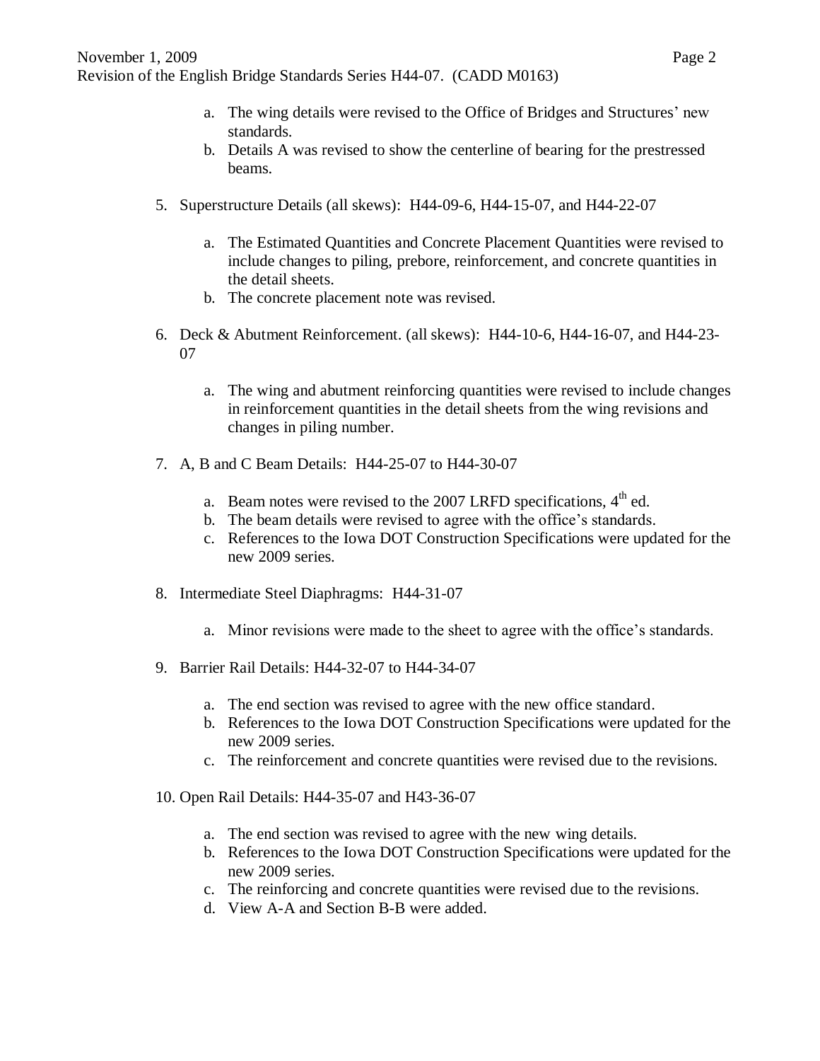a. The wing details were revised to the Office of Bridges and Structures' new standards.
b. Details A was revised to show the centerline of bearing for the prestressed beams.

5. Superstructure Details (all skews): H44-09-6, H44-15-07, and H44-22-07

    a. The Estimated Quantities and Concrete Placement Quantities were revised to include changes to piling, prebore, reinforcement, and concrete quantities in the detail sheets.
    b. The concrete placement note was revised.

6. Deck & Abutment Reinforcement. (all skews): H44-10-6, H44-16-07, and H44-23-07

    a. The wing and abutment reinforcing quantities were revised to include changes in reinforcement quantities in the detail sheets from the wing revisions and changes in piling number.

7. A, B and C Beam Details: H44-25-07 to H44-30-07

    a. Beam notes were revised to the 2007 LRFD specifications, 4th ed.
    b. The beam details were revised to agree with the office's standards.
    c. References to the Iowa DOT Construction Specifications were updated for the new 2009 series.

8. Intermediate Steel Diaphragms: H44-31-07

    a. Minor revisions were made to the sheet to agree with the office's standards.

9. Barrier Rail Details: H44-32-07 to H44-34-07

    a. The end section was revised to agree with the new office standard.
    b. References to the Iowa DOT Construction Specifications were updated for the new 2009 series.
    c. The reinforcement and concrete quantities were revised due to the revisions.

10. Open Rail Details: H44-35-07 and H43-36-07

    a. The end section was revised to agree with the new wing details.
    b. References to the Iowa DOT Construction Specifications were updated for the new 2009 series.
    c. The reinforcing and concrete quantities were revised due to the revisions.
    d. View A-A and Section B-B were added.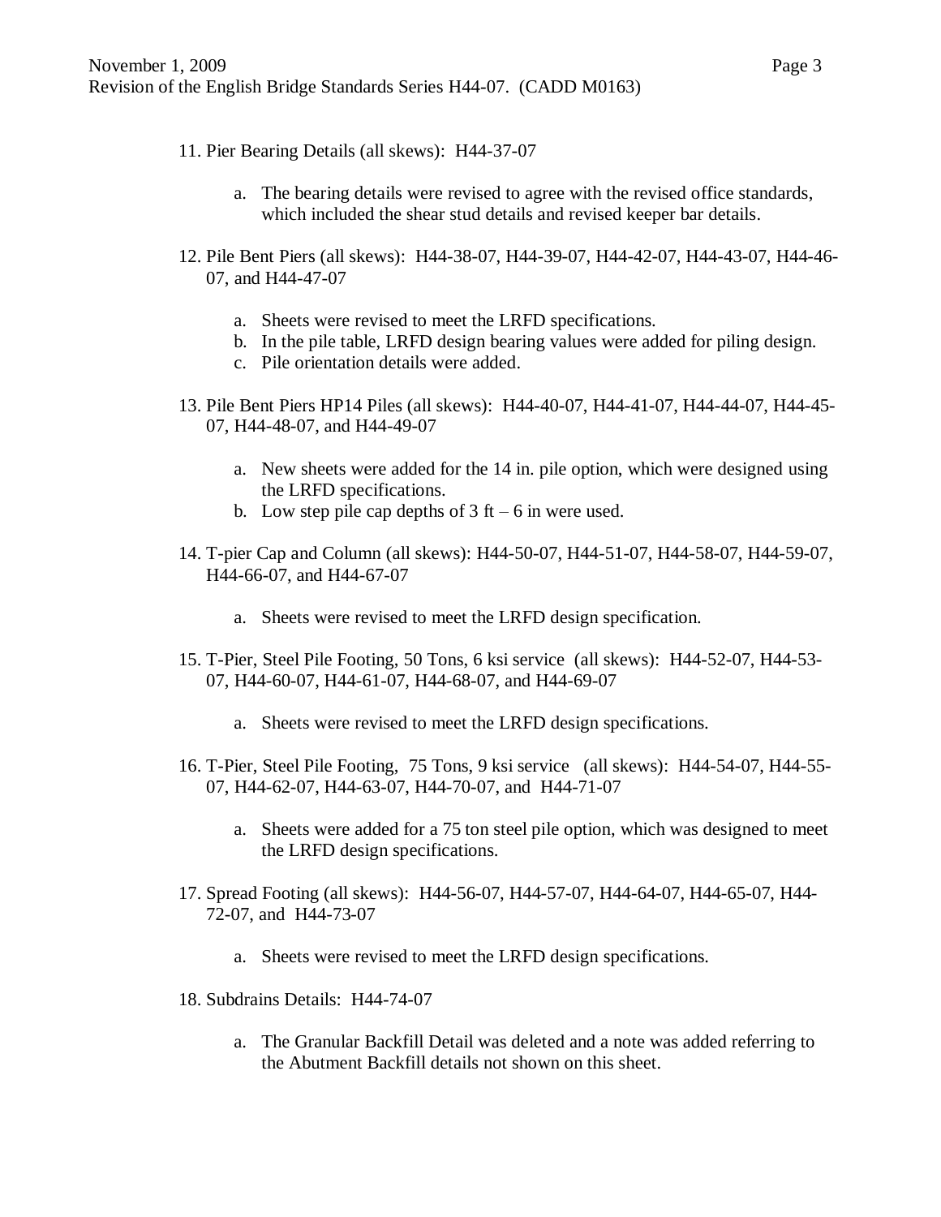11. Pier Bearing Details (all skews): H44-37-07

    a. The bearing details were revised to agree with the revised office standards, which included the shear stud details and revised keeper bar details.

12. Pile Bent Piers (all skews): H44-38-07, H44-39-07, H44-42-07, H44-43-07, H44-46-07, and H44-47-07

    a. Sheets were revised to meet the LRFD specifications.
    b. In the pile table, LRFD design bearing values were added for piling design.
    c. Pile orientation details were added.

13. Pile Bent Piers HP14 Piles (all skews): H44-40-07, H44-41-07, H44-44-07, H44-45-07, H44-48-07, and H44-49-07

    a. New sheets were added for the 14 in. pile option, which were designed using the LRFD specifications.
    b. Low step pile cap depths of 3 ft – 6 in were used.

14. T-pier Cap and Column (all skews): H44-50-07, H44-51-07, H44-58-07, H44-59-07, H44-66-07, and H44-67-07

    a. Sheets were revised to meet the LRFD design specification.

15. T-Pier, Steel Pile Footing, 50 Tons, 6 ksi service (all skews): H44-52-07, H44-53-07, H44-60-07, H44-61-07, H44-68-07, and H44-69-07

    a. Sheets were revised to meet the LRFD design specifications.

16. T-Pier, Steel Pile Footing, 75 Tons, 9 ksi service (all skews): H44-54-07, H44-55-07, H44-62-07, H44-63-07, H44-70-07, and H44-71-07

    a. Sheets were added for a 75 ton steel pile option, which was designed to meet the LRFD design specifications.

17. Spread Footing (all skews): H44-56-07, H44-57-07, H44-64-07, H44-65-07, H44-72-07, and H44-73-07

    a. Sheets were revised to meet the LRFD design specifications.

18. Subdrains Details: H44-74-07

    a. The Granular Backfill Detail was deleted and a note was added referring to the Abutment Backfill details not shown on this sheet.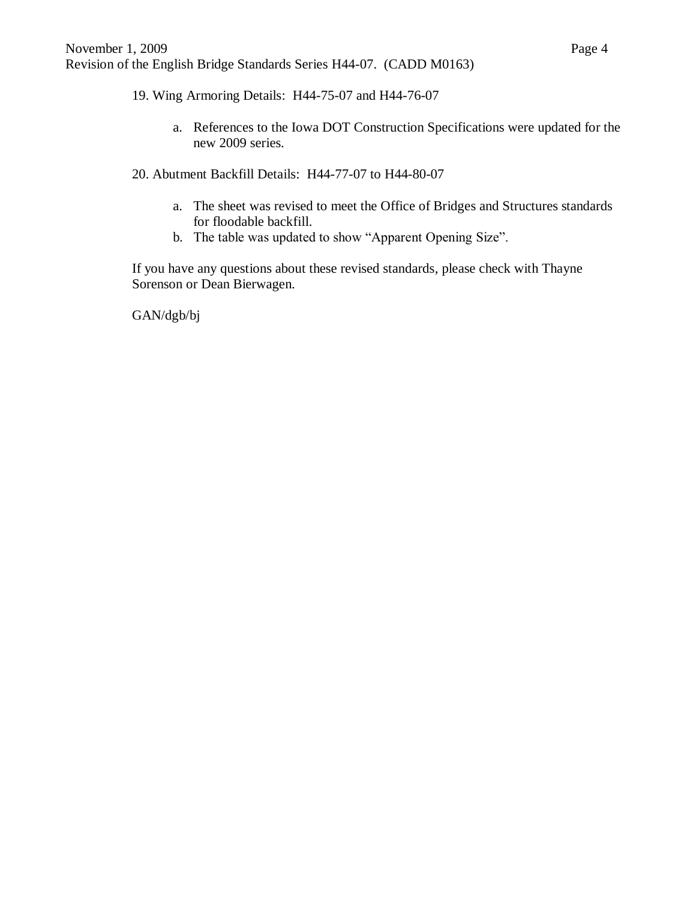19. Wing Armoring Details: H44-75-07 and H44-76-07

   a. References to the Iowa DOT Construction Specifications were updated for the new 2009 series.

20. Abutment Backfill Details: H44-77-07 to H44-80-07

   a. The sheet was revised to meet the Office of Bridges and Structures standards for floodable backfill.
   b. The table was updated to show "Apparent Opening Size".

If you have any questions about these revised standards, please check with Thayne Sorenson or Dean Bierwagen.

GAN/dgb/bj